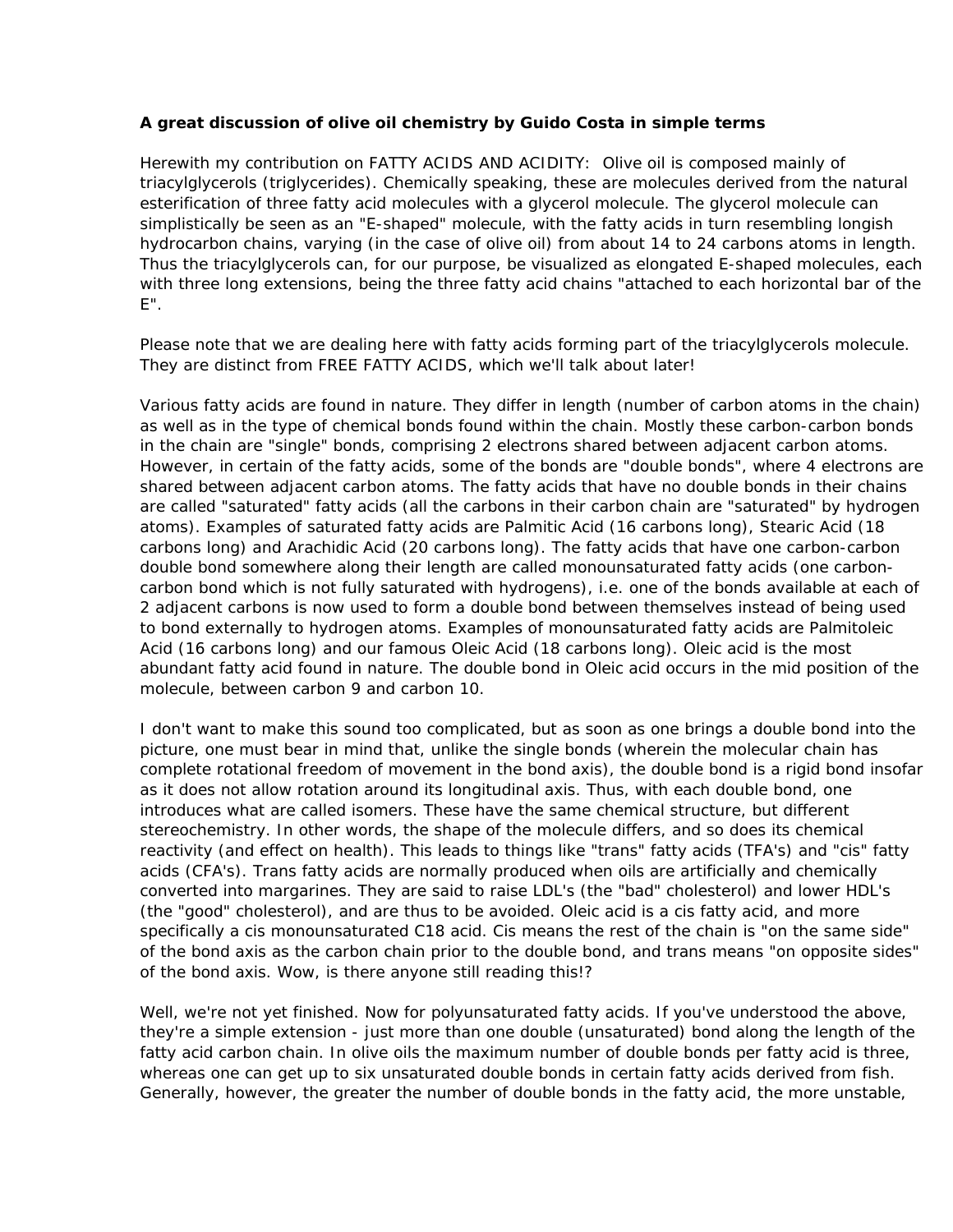**A great discussion of olive oil chemistry by Guido Costa in simple terms**

Herewith my contribution on FATTY ACIDS AND ACIDITY: Olive oil is composed mainly of triacylglycerols (triglycerides). Chemically speaking, these are molecules derived from the natural esterification of three fatty acid molecules with a glycerol molecule. The glycerol molecule can simplistically be seen as an "E-shaped" molecule, with the fatty acids in turn resembling longish hydrocarbon chains, varying (in the case of olive oil) from about 14 to 24 carbons atoms in length. Thus the triacylglycerols can, for our purpose, be visualized as elongated E-shaped molecules, each with three long extensions, being the three fatty acid chains "attached to each horizontal bar of the E".

Please note that we are dealing here with fatty acids forming part of the triacylglycerols molecule. They are distinct from FREE FATTY ACIDS, which we'll talk about later!

Various fatty acids are found in nature. They differ in length (number of carbon atoms in the chain) as well as in the type of chemical bonds found within the chain. Mostly these carbon-carbon bonds in the chain are "single" bonds, comprising 2 electrons shared between adjacent carbon atoms. However, in certain of the fatty acids, some of the bonds are "double bonds", where 4 electrons are shared between adjacent carbon atoms. The fatty acids that have no double bonds in their chains are called "saturated" fatty acids (all the carbons in their carbon chain are "saturated" by hydrogen atoms). Examples of saturated fatty acids are Palmitic Acid (16 carbons long), Stearic Acid (18 carbons long) and Arachidic Acid (20 carbons long). The fatty acids that have one carbon-carbon double bond somewhere along their length are called monounsaturated fatty acids (one carbon-carbon bond which is not fully saturated with hydrogens), i.e. one of the bonds available at each of 2 adjacent carbons is now used to form a double bond between themselves instead of being used to bond externally to hydrogen atoms. Examples of monounsaturated fatty acids are Palmitoleic Acid (16 carbons long) and our famous Oleic Acid (18 carbons long). Oleic acid is the most abundant fatty acid found in nature. The double bond in Oleic acid occurs in the mid position of the molecule, between carbon 9 and carbon 10.

I don't want to make this sound too complicated, but as soon as one brings a double bond into the picture, one must bear in mind that, unlike the single bonds (wherein the molecular chain has complete rotational freedom of movement in the bond axis), the double bond is a rigid bond insofar as it does not allow rotation around its longitudinal axis. Thus, with each double bond, one introduces what are called isomers. These have the same chemical structure, but different stereochemistry. In other words, the shape of the molecule differs, and so does its chemical reactivity (and effect on health). This leads to things like "trans" fatty acids (TFA's) and "cis" fatty acids (CFA's). Trans fatty acids are normally produced when oils are artificially and chemically converted into margarines. They are said to raise LDL's (the "bad" cholesterol) and lower HDL's (the "good" cholesterol), and are thus to be avoided. Oleic acid is a cis fatty acid, and more specifically a cis monounsaturated C18 acid. Cis means the rest of the chain is "on the same side" of the bond axis as the carbon chain prior to the double bond, and trans means "on opposite sides" of the bond axis. Wow, is there anyone still reading this!?

Well, we're not yet finished. Now for polyunsaturated fatty acids. If you've understood the above, they're a simple extension - just more than one double (unsaturated) bond along the length of the fatty acid carbon chain. In olive oils the maximum number of double bonds per fatty acid is three, whereas one can get up to six unsaturated double bonds in certain fatty acids derived from fish. Generally, however, the greater the number of double bonds in the fatty acid, the more unstable,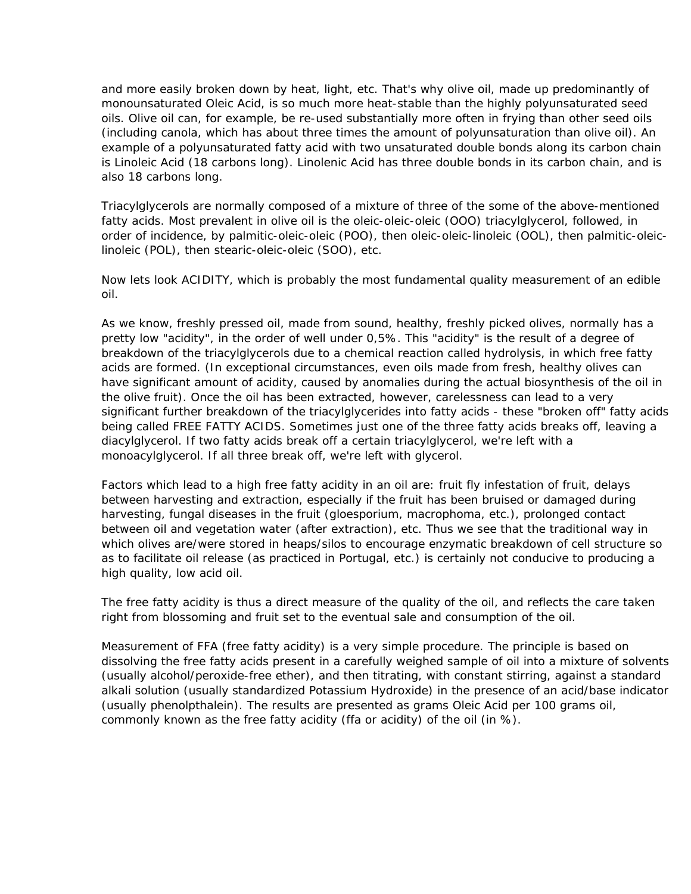and more easily broken down by heat, light, etc. That's why olive oil, made up predominantly of monounsaturated Oleic Acid, is so much more heat-stable than the highly polyunsaturated seed oils. Olive oil can, for example, be re-used substantially more often in frying than other seed oils (including canola, which has about three times the amount of polyunsaturation than olive oil). An example of a polyunsaturated fatty acid with two unsaturated double bonds along its carbon chain is Linoleic Acid (18 carbons long). Linolenic Acid has three double bonds in its carbon chain, and is also 18 carbons long.

Triacylglycerols are normally composed of a mixture of three of the some of the above-mentioned fatty acids. Most prevalent in olive oil is the oleic-oleic-oleic (OOO) triacylglycerol, followed, in order of incidence, by palmitic-oleic-oleic (POO), then oleic-oleic-linoleic (OOL), then palmitic-oleic-linoleic (POL), then stearic-oleic-oleic (SOO), etc.

Now lets look ACIDITY, which is probably the most fundamental quality measurement of an edible oil.

As we know, freshly pressed oil, made from sound, healthy, freshly picked olives, normally has a pretty low "acidity", in the order of well under 0,5%. This "acidity" is the result of a degree of breakdown of the triacylglycerols due to a chemical reaction called hydrolysis, in which free fatty acids are formed. (In exceptional circumstances, even oils made from fresh, healthy olives can have significant amount of acidity, caused by anomalies during the actual biosynthesis of the oil in the olive fruit). Once the oil has been extracted, however, carelessness can lead to a very significant further breakdown of the triacylglycerides into fatty acids - these "broken off" fatty acids being called FREE FATTY ACIDS. Sometimes just one of the three fatty acids breaks off, leaving a diacylglycerol. If two fatty acids break off a certain triacylglycerol, we're left with a monoacylglycerol. If all three break off, we're left with glycerol.

Factors which lead to a high free fatty acidity in an oil are: fruit fly infestation of fruit, delays between harvesting and extraction, especially if the fruit has been bruised or damaged during harvesting, fungal diseases in the fruit (gloesporium, macrophoma, etc.), prolonged contact between oil and vegetation water (after extraction), etc. Thus we see that the traditional way in which olives are/were stored in heaps/silos to encourage enzymatic breakdown of cell structure so as to facilitate oil release (as practiced in Portugal, etc.) is certainly not conducive to producing a high quality, low acid oil.

The free fatty acidity is thus a direct measure of the quality of the oil, and reflects the care taken right from blossoming and fruit set to the eventual sale and consumption of the oil.

Measurement of FFA (free fatty acidity) is a very simple procedure. The principle is based on dissolving the free fatty acids present in a carefully weighed sample of oil into a mixture of solvents (usually alcohol/peroxide-free ether), and then titrating, with constant stirring, against a standard alkali solution (usually standardized Potassium Hydroxide) in the presence of an acid/base indicator (usually phenolpthalein). The results are presented as grams Oleic Acid per 100 grams oil, commonly known as the free fatty acidity (ffa or acidity) of the oil (in %).